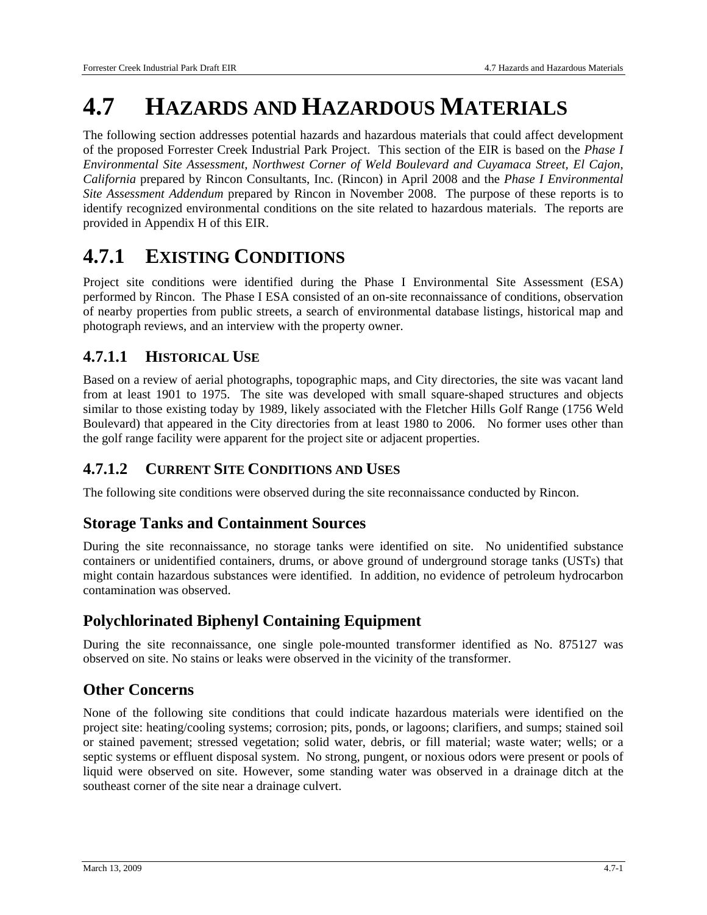# 4.7 HAZARDS AND HAZARDOUS MATERIALS

The following section addresses potential hazards and hazardous materials that could affect development of the proposed Forrester Creek Industrial Park Project. This section of the EIR is based on the *Phase I Environmental Site Assessment, Northwest Corner of Weld Boulevard and Cuyamaca Street, El Cajon, California* prepared by Rincon Consultants, Inc. (Rincon) in April 2008 and the *Phase I Environmental Site Assessment Addendum* prepared by Rincon in November 2008. The purpose of these reports is to identify recognized environmental conditions on the site related to hazardous materials. The reports are provided in Appendix H of this EIR.

## 4.7.1 EXISTING CONDITIONS

Project site conditions were identified during the Phase I Environmental Site Assessment (ESA) performed by Rincon. The Phase I ESA consisted of an on-site reconnaissance of conditions, observation of nearby properties from public streets, a search of environmental database listings, historical map and photograph reviews, and an interview with the property owner.

### 4.7.1.1 HISTORICAL USE

Based on a review of aerial photographs, topographic maps, and City directories, the site was vacant land from at least 1901 to 1975. The site was developed with small square-shaped structures and objects similar to those existing today by 1989, likely associated with the Fletcher Hills Golf Range (1756 Weld Boulevard) that appeared in the City directories from at least 1980 to 2006. No former uses other than the golf range facility were apparent for the project site or adjacent properties.

### 4.7.1.2 CURRENT SITE CONDITIONS AND USES

The following site conditions were observed during the site reconnaissance conducted by Rincon.

#### Storage Tanks and Containment Sources

During the site reconnaissance, no storage tanks were identified on site. No unidentified substance containers or unidentified containers, drums, or above ground of underground storage tanks (USTs) that might contain hazardous substances were identified. In addition, no evidence of petroleum hydrocarbon contamination was observed.

#### Polychlorinated Biphenyl Containing Equipment

During the site reconnaissance, one single pole-mounted transformer identified as No. 875127 was observed on site. No stains or leaks were observed in the vicinity of the transformer.

#### Other Concerns

None of the following site conditions that could indicate hazardous materials were identified on the project site: heating/cooling systems; corrosion; pits, ponds, or lagoons; clarifiers, and sumps; stained soil or stained pavement; stressed vegetation; solid water, debris, or fill material; waste water; wells; or a septic systems or effluent disposal system. No strong, pungent, or noxious odors were present or pools of liquid were observed on site. However, some standing water was observed in a drainage ditch at the southeast corner of the site near a drainage culvert.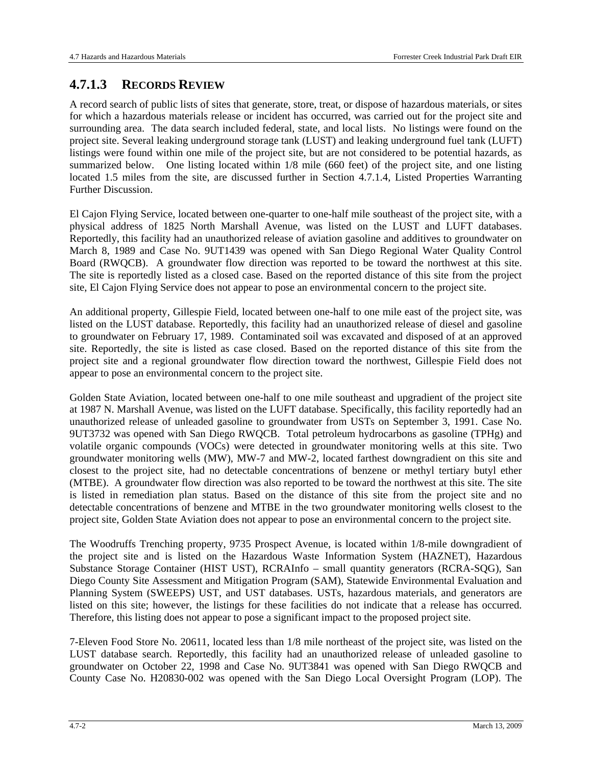### 4.7.1.3 RECORDS REVIEW

A record search of public lists of sites that generate, store, treat, or dispose of hazardous materials, or sites for which a hazardous materials release or incident has occurred, was carried out for the project site and surrounding area. The data search included federal, state, and local lists. No listings were found on the project site. Several leaking underground storage tank (LUST) and leaking underground fuel tank (LUFT) listings were found within one mile of the project site, but are not considered to be potential hazards, as summarized below. One listing located within 1/8 mile (660 feet) of the project site, and one listing located 1.5 miles from the site, are discussed further in Section 4.7.1.4, Listed Properties Warranting Further Discussion.

El Cajon Flying Service, located between one-quarter to one-half mile southeast of the project site, with a physical address of 1825 North Marshall Avenue, was listed on the LUST and LUFT databases. Reportedly, this facility had an unauthorized release of aviation gasoline and additives to groundwater on March 8, 1989 and Case No. 9UT1439 was opened with San Diego Regional Water Quality Control Board (RWQCB). A groundwater flow direction was reported to be toward the northwest at this site. The site is reportedly listed as a closed case. Based on the reported distance of this site from the project site, El Cajon Flying Service does not appear to pose an environmental concern to the project site.

An additional property, Gillespie Field, located between one-half to one mile east of the project site, was listed on the LUST database. Reportedly, this facility had an unauthorized release of diesel and gasoline to groundwater on February 17, 1989. Contaminated soil was excavated and disposed of at an approved site. Reportedly, the site is listed as case closed. Based on the reported distance of this site from the project site and a regional groundwater flow direction toward the northwest, Gillespie Field does not appear to pose an environmental concern to the project site.

Golden State Aviation, located between one-half to one mile southeast and upgradient of the project site at 1987 N. Marshall Avenue, was listed on the LUFT database. Specifically, this facility reportedly had an unauthorized release of unleaded gasoline to groundwater from USTs on September 3, 1991. Case No. 9UT3732 was opened with San Diego RWQCB. Total petroleum hydrocarbons as gasoline (TPHg) and volatile organic compounds (VOCs) were detected in groundwater monitoring wells at this site. Two groundwater monitoring wells (MW), MW-7 and MW-2, located farthest downgradient on this site and closest to the project site, had no detectable concentrations of benzene or methyl tertiary butyl ether (MTBE). A groundwater flow direction was also reported to be toward the northwest at this site. The site is listed in remediation plan status. Based on the distance of this site from the project site and no detectable concentrations of benzene and MTBE in the two groundwater monitoring wells closest to the project site, Golden State Aviation does not appear to pose an environmental concern to the project site.

The Woodruffs Trenching property, 9735 Prospect Avenue, is located within 1/8-mile downgradient of the project site and is listed on the Hazardous Waste Information System (HAZNET), Hazardous Substance Storage Container (HIST UST), RCRAInfo – small quantity generators (RCRA-SQG), San Diego County Site Assessment and Mitigation Program (SAM), Statewide Environmental Evaluation and Planning System (SWEEPS) UST, and UST databases. USTs, hazardous materials, and generators are listed on this site; however, the listings for these facilities do not indicate that a release has occurred. Therefore, this listing does not appear to pose a significant impact to the proposed project site.

7-Eleven Food Store No. 20611, located less than 1/8 mile northeast of the project site, was listed on the LUST database search. Reportedly, this facility had an unauthorized release of unleaded gasoline to groundwater on October 22, 1998 and Case No. 9UT3841 was opened with San Diego RWQCB and County Case No. H20830-002 was opened with the San Diego Local Oversight Program (LOP). The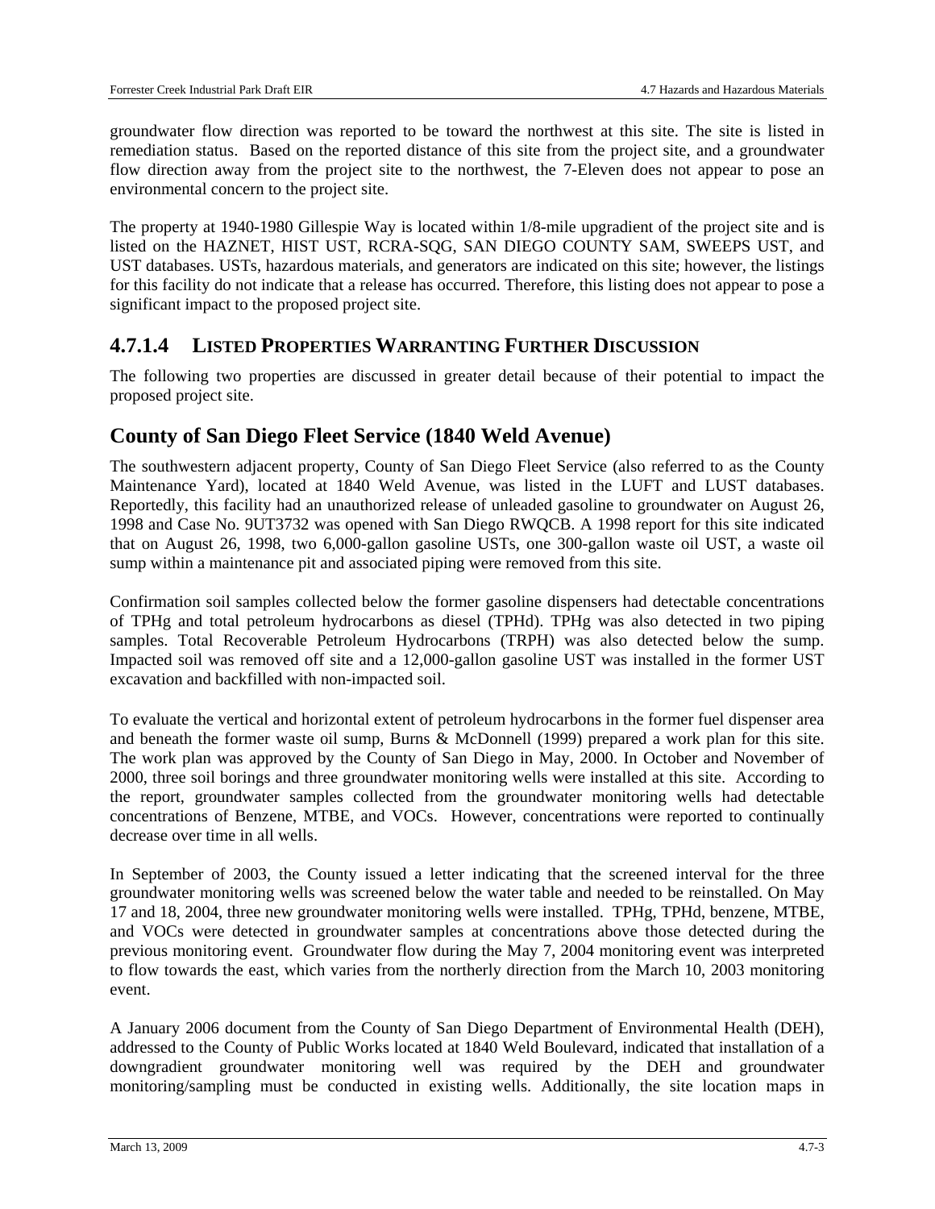groundwater flow direction was reported to be toward the northwest at this site. The site is listed in remediation status. Based on the reported distance of this site from the project site, and a groundwater flow direction away from the project site to the northwest, the 7-Eleven does not appear to pose an environmental concern to the project site.

The property at 1940-1980 Gillespie Way is located within 1/8-mile upgradient of the project site and is listed on the HAZNET, HIST UST, RCRA-SQG, SAN DIEGO COUNTY SAM, SWEEPS UST, and UST databases. USTs, hazardous materials, and generators are indicated on this site; however, the listings for this facility do not indicate that a release has occurred. Therefore, this listing does not appear to pose a significant impact to the proposed project site.

### 4.7.1.4 Listed Properties Warranting Further Discussion

The following two properties are discussed in greater detail because of their potential to impact the proposed project site.

## County of San Diego Fleet Service (1840 Weld Avenue)

The southwestern adjacent property, County of San Diego Fleet Service (also referred to as the County Maintenance Yard), located at 1840 Weld Avenue, was listed in the LUFT and LUST databases. Reportedly, this facility had an unauthorized release of unleaded gasoline to groundwater on August 26, 1998 and Case No. 9UT3732 was opened with San Diego RWQCB. A 1998 report for this site indicated that on August 26, 1998, two 6,000-gallon gasoline USTs, one 300-gallon waste oil UST, a waste oil sump within a maintenance pit and associated piping were removed from this site.

Confirmation soil samples collected below the former gasoline dispensers had detectable concentrations of TPHg and total petroleum hydrocarbons as diesel (TPHd). TPHg was also detected in two piping samples. Total Recoverable Petroleum Hydrocarbons (TRPH) was also detected below the sump. Impacted soil was removed off site and a 12,000-gallon gasoline UST was installed in the former UST excavation and backfilled with non-impacted soil.

To evaluate the vertical and horizontal extent of petroleum hydrocarbons in the former fuel dispenser area and beneath the former waste oil sump, Burns & McDonnell (1999) prepared a work plan for this site. The work plan was approved by the County of San Diego in May, 2000. In October and November of 2000, three soil borings and three groundwater monitoring wells were installed at this site. According to the report, groundwater samples collected from the groundwater monitoring wells had detectable concentrations of Benzene, MTBE, and VOCs. However, concentrations were reported to continually decrease over time in all wells.

In September of 2003, the County issued a letter indicating that the screened interval for the three groundwater monitoring wells was screened below the water table and needed to be reinstalled. On May 17 and 18, 2004, three new groundwater monitoring wells were installed. TPHg, TPHd, benzene, MTBE, and VOCs were detected in groundwater samples at concentrations above those detected during the previous monitoring event. Groundwater flow during the May 7, 2004 monitoring event was interpreted to flow towards the east, which varies from the northerly direction from the March 10, 2003 monitoring event.

A January 2006 document from the County of San Diego Department of Environmental Health (DEH), addressed to the County of Public Works located at 1840 Weld Boulevard, indicated that installation of a downgradient groundwater monitoring well was required by the DEH and groundwater monitoring/sampling must be conducted in existing wells. Additionally, the site location maps in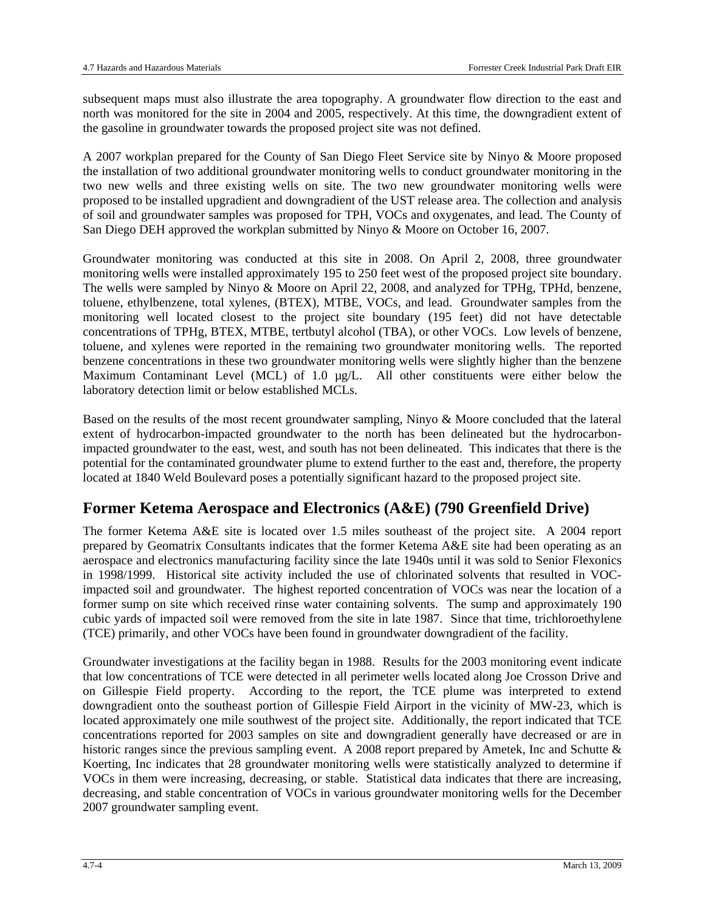subsequent maps must also illustrate the area topography. A groundwater flow direction to the east and north was monitored for the site in 2004 and 2005, respectively. At this time, the downgradient extent of the gasoline in groundwater towards the proposed project site was not defined.

A 2007 workplan prepared for the County of San Diego Fleet Service site by Ninyo & Moore proposed the installation of two additional groundwater monitoring wells to conduct groundwater monitoring in the two new wells and three existing wells on site. The two new groundwater monitoring wells were proposed to be installed upgradient and downgradient of the UST release area. The collection and analysis of soil and groundwater samples was proposed for TPH, VOCs and oxygenates, and lead. The County of San Diego DEH approved the workplan submitted by Ninyo & Moore on October 16, 2007.

Groundwater monitoring was conducted at this site in 2008. On April 2, 2008, three groundwater monitoring wells were installed approximately 195 to 250 feet west of the proposed project site boundary. The wells were sampled by Ninyo & Moore on April 22, 2008, and analyzed for TPHg, TPHd, benzene, toluene, ethylbenzene, total xylenes, (BTEX), MTBE, VOCs, and lead. Groundwater samples from the monitoring well located closest to the project site boundary (195 feet) did not have detectable concentrations of TPHg, BTEX, MTBE, tertbutyl alcohol (TBA), or other VOCs. Low levels of benzene, toluene, and xylenes were reported in the remaining two groundwater monitoring wells. The reported benzene concentrations in these two groundwater monitoring wells were slightly higher than the benzene Maximum Contaminant Level (MCL) of 1.0 µg/L. All other constituents were either below the laboratory detection limit or below established MCLs.

Based on the results of the most recent groundwater sampling, Ninyo & Moore concluded that the lateral extent of hydrocarbon-impacted groundwater to the north has been delineated but the hydrocarbon-impacted groundwater to the east, west, and south has not been delineated. This indicates that there is the potential for the contaminated groundwater plume to extend further to the east and, therefore, the property located at 1840 Weld Boulevard poses a potentially significant hazard to the proposed project site.

## Former Ketema Aerospace and Electronics (A&E) (790 Greenfield Drive)

The former Ketema A&E site is located over 1.5 miles southeast of the project site. A 2004 report prepared by Geomatrix Consultants indicates that the former Ketema A&E site had been operating as an aerospace and electronics manufacturing facility since the late 1940s until it was sold to Senior Flexonics in 1998/1999. Historical site activity included the use of chlorinated solvents that resulted in VOC-impacted soil and groundwater. The highest reported concentration of VOCs was near the location of a former sump on site which received rinse water containing solvents. The sump and approximately 190 cubic yards of impacted soil were removed from the site in late 1987. Since that time, trichloroethylene (TCE) primarily, and other VOCs have been found in groundwater downgradient of the facility.

Groundwater investigations at the facility began in 1988. Results for the 2003 monitoring event indicate that low concentrations of TCE were detected in all perimeter wells located along Joe Crosson Drive and on Gillespie Field property. According to the report, the TCE plume was interpreted to extend downgradient onto the southeast portion of Gillespie Field Airport in the vicinity of MW-23, which is located approximately one mile southwest of the project site. Additionally, the report indicated that TCE concentrations reported for 2003 samples on site and downgradient generally have decreased or are in historic ranges since the previous sampling event. A 2008 report prepared by Ametek, Inc and Schutte & Koerting, Inc indicates that 28 groundwater monitoring wells were statistically analyzed to determine if VOCs in them were increasing, decreasing, or stable. Statistical data indicates that there are increasing, decreasing, and stable concentration of VOCs in various groundwater monitoring wells for the December 2007 groundwater sampling event.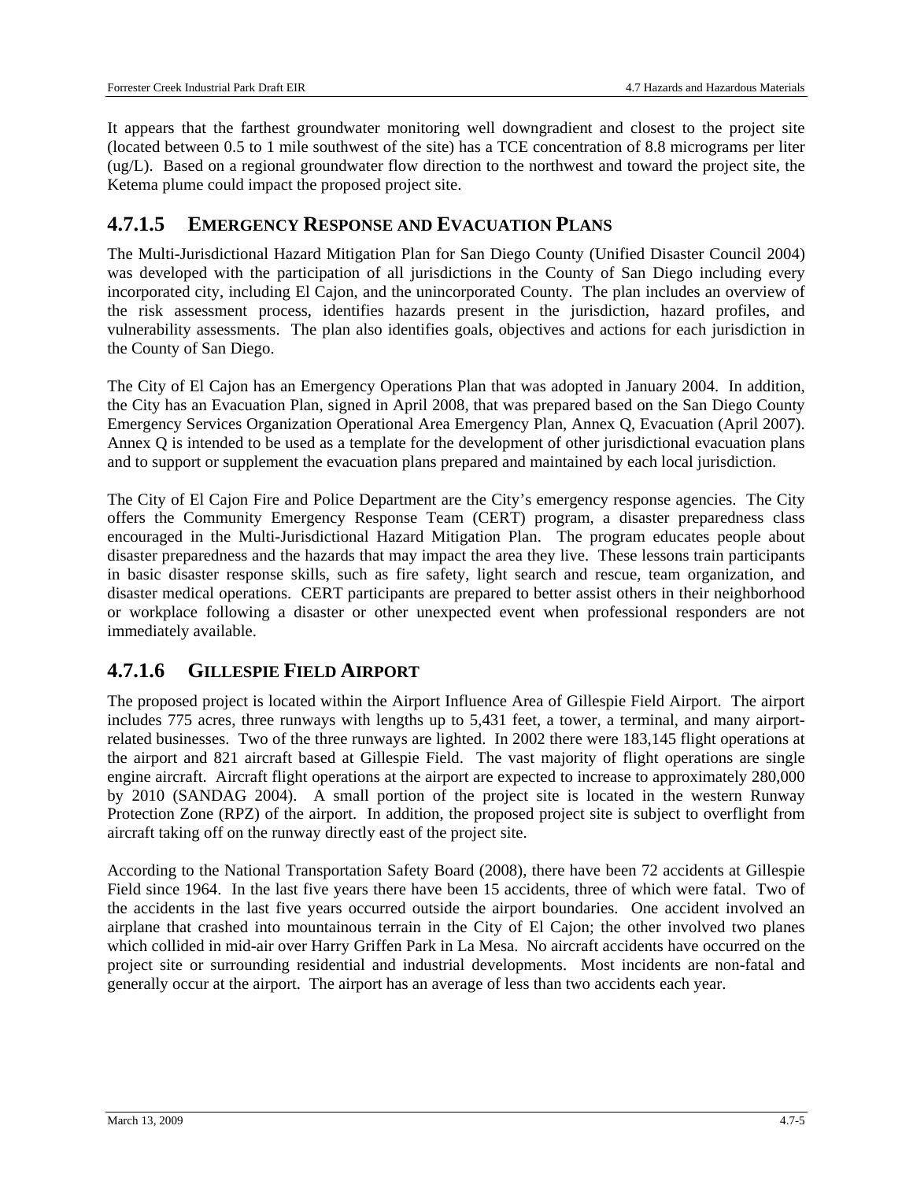It appears that the farthest groundwater monitoring well downgradient and closest to the project site (located between 0.5 to 1 mile southwest of the site) has a TCE concentration of 8.8 micrograms per liter (ug/L). Based on a regional groundwater flow direction to the northwest and toward the project site, the Ketema plume could impact the proposed project site.

### 4.7.1.5 EMERGENCY RESPONSE AND EVACUATION PLANS

The Multi-Jurisdictional Hazard Mitigation Plan for San Diego County (Unified Disaster Council 2004) was developed with the participation of all jurisdictions in the County of San Diego including every incorporated city, including El Cajon, and the unincorporated County. The plan includes an overview of the risk assessment process, identifies hazards present in the jurisdiction, hazard profiles, and vulnerability assessments. The plan also identifies goals, objectives and actions for each jurisdiction in the County of San Diego.

The City of El Cajon has an Emergency Operations Plan that was adopted in January 2004. In addition, the City has an Evacuation Plan, signed in April 2008, that was prepared based on the San Diego County Emergency Services Organization Operational Area Emergency Plan, Annex Q, Evacuation (April 2007). Annex Q is intended to be used as a template for the development of other jurisdictional evacuation plans and to support or supplement the evacuation plans prepared and maintained by each local jurisdiction.

The City of El Cajon Fire and Police Department are the City's emergency response agencies. The City offers the Community Emergency Response Team (CERT) program, a disaster preparedness class encouraged in the Multi-Jurisdictional Hazard Mitigation Plan. The program educates people about disaster preparedness and the hazards that may impact the area they live. These lessons train participants in basic disaster response skills, such as fire safety, light search and rescue, team organization, and disaster medical operations. CERT participants are prepared to better assist others in their neighborhood or workplace following a disaster or other unexpected event when professional responders are not immediately available.

### 4.7.1.6 GILLESPIE FIELD AIRPORT

The proposed project is located within the Airport Influence Area of Gillespie Field Airport. The airport includes 775 acres, three runways with lengths up to 5,431 feet, a tower, a terminal, and many airport-related businesses. Two of the three runways are lighted. In 2002 there were 183,145 flight operations at the airport and 821 aircraft based at Gillespie Field. The vast majority of flight operations are single engine aircraft. Aircraft flight operations at the airport are expected to increase to approximately 280,000 by 2010 (SANDAG 2004). A small portion of the project site is located in the western Runway Protection Zone (RPZ) of the airport. In addition, the proposed project site is subject to overflight from aircraft taking off on the runway directly east of the project site.

According to the National Transportation Safety Board (2008), there have been 72 accidents at Gillespie Field since 1964. In the last five years there have been 15 accidents, three of which were fatal. Two of the accidents in the last five years occurred outside the airport boundaries. One accident involved an airplane that crashed into mountainous terrain in the City of El Cajon; the other involved two planes which collided in mid-air over Harry Griffen Park in La Mesa. No aircraft accidents have occurred on the project site or surrounding residential and industrial developments. Most incidents are non-fatal and generally occur at the airport. The airport has an average of less than two accidents each year.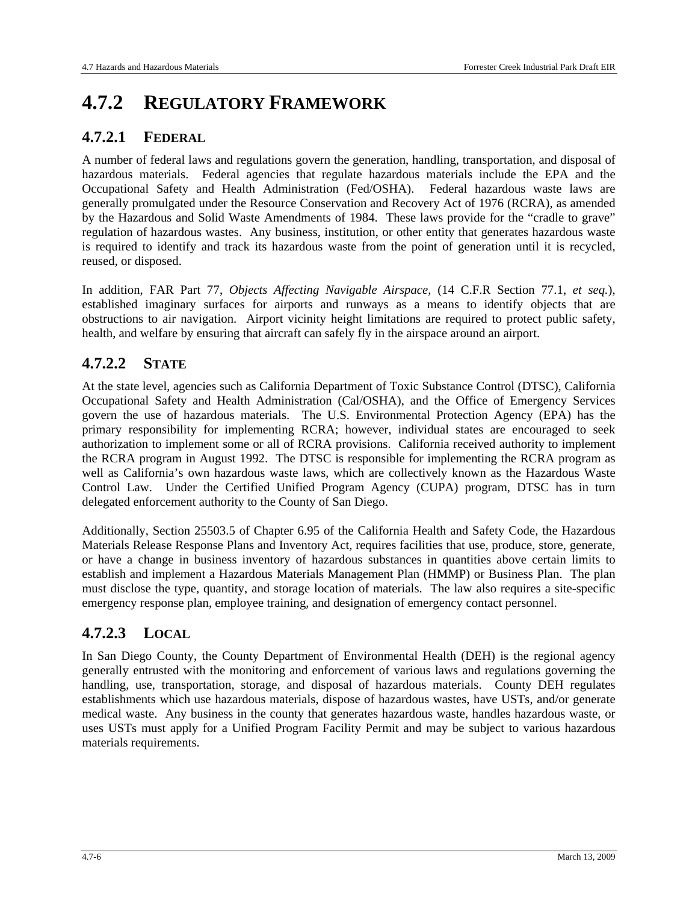## 4.7.2 REGULATORY FRAMEWORK

### 4.7.2.1 FEDERAL

A number of federal laws and regulations govern the generation, handling, transportation, and disposal of hazardous materials. Federal agencies that regulate hazardous materials include the EPA and the Occupational Safety and Health Administration (Fed/OSHA). Federal hazardous waste laws are generally promulgated under the Resource Conservation and Recovery Act of 1976 (RCRA), as amended by the Hazardous and Solid Waste Amendments of 1984. These laws provide for the "cradle to grave" regulation of hazardous wastes. Any business, institution, or other entity that generates hazardous waste is required to identify and track its hazardous waste from the point of generation until it is recycled, reused, or disposed.

In addition, FAR Part 77, *Objects Affecting Navigable Airspace*, (14 C.F.R Section 77.1, *et seq.*), established imaginary surfaces for airports and runways as a means to identify objects that are obstructions to air navigation. Airport vicinity height limitations are required to protect public safety, health, and welfare by ensuring that aircraft can safely fly in the airspace around an airport.

### 4.7.2.2 STATE

At the state level, agencies such as California Department of Toxic Substance Control (DTSC), California Occupational Safety and Health Administration (Cal/OSHA), and the Office of Emergency Services govern the use of hazardous materials. The U.S. Environmental Protection Agency (EPA) has the primary responsibility for implementing RCRA; however, individual states are encouraged to seek authorization to implement some or all of RCRA provisions. California received authority to implement the RCRA program in August 1992. The DTSC is responsible for implementing the RCRA program as well as California's own hazardous waste laws, which are collectively known as the Hazardous Waste Control Law. Under the Certified Unified Program Agency (CUPA) program, DTSC has in turn delegated enforcement authority to the County of San Diego.

Additionally, Section 25503.5 of Chapter 6.95 of the California Health and Safety Code, the Hazardous Materials Release Response Plans and Inventory Act, requires facilities that use, produce, store, generate, or have a change in business inventory of hazardous substances in quantities above certain limits to establish and implement a Hazardous Materials Management Plan (HMMP) or Business Plan. The plan must disclose the type, quantity, and storage location of materials. The law also requires a site-specific emergency response plan, employee training, and designation of emergency contact personnel.

### 4.7.2.3 LOCAL

In San Diego County, the County Department of Environmental Health (DEH) is the regional agency generally entrusted with the monitoring and enforcement of various laws and regulations governing the handling, use, transportation, storage, and disposal of hazardous materials. County DEH regulates establishments which use hazardous materials, dispose of hazardous wastes, have USTs, and/or generate medical waste. Any business in the county that generates hazardous waste, handles hazardous waste, or uses USTs must apply for a Unified Program Facility Permit and may be subject to various hazardous materials requirements.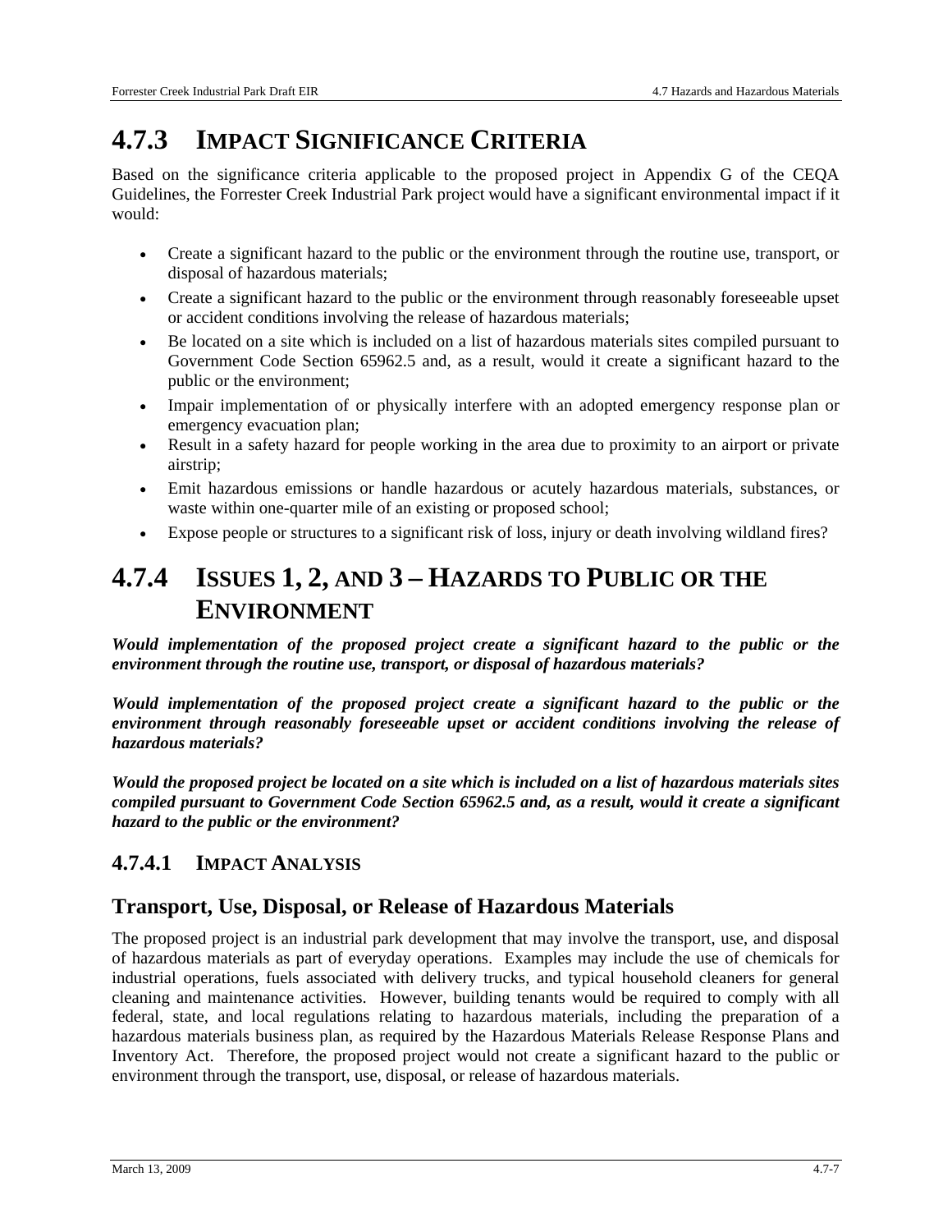## 4.7.3 Impact Significance Criteria

Based on the significance criteria applicable to the proposed project in Appendix G of the CEQA Guidelines, the Forrester Creek Industrial Park project would have a significant environmental impact if it would:

- Create a significant hazard to the public or the environment through the routine use, transport, or disposal of hazardous materials;
- Create a significant hazard to the public or the environment through reasonably foreseeable upset or accident conditions involving the release of hazardous materials;
- Be located on a site which is included on a list of hazardous materials sites compiled pursuant to Government Code Section 65962.5 and, as a result, would it create a significant hazard to the public or the environment;
- Impair implementation of or physically interfere with an adopted emergency response plan or emergency evacuation plan;
- Result in a safety hazard for people working in the area due to proximity to an airport or private airstrip;
- Emit hazardous emissions or handle hazardous or acutely hazardous materials, substances, or waste within one-quarter mile of an existing or proposed school;
- Expose people or structures to a significant risk of loss, injury or death involving wildland fires?

## 4.7.4 Issues 1, 2, and 3 – Hazards to Public or the Environment

***Would implementation of the proposed project create a significant hazard to the public or the environment through the routine use, transport, or disposal of hazardous materials?***

***Would implementation of the proposed project create a significant hazard to the public or the environment through reasonably foreseeable upset or accident conditions involving the release of hazardous materials?***

***Would the proposed project be located on a site which is included on a list of hazardous materials sites compiled pursuant to Government Code Section 65962.5 and, as a result, would it create a significant hazard to the public or the environment?***

### 4.7.4.1 Impact Analysis

### Transport, Use, Disposal, or Release of Hazardous Materials

The proposed project is an industrial park development that may involve the transport, use, and disposal of hazardous materials as part of everyday operations. Examples may include the use of chemicals for industrial operations, fuels associated with delivery trucks, and typical household cleaners for general cleaning and maintenance activities. However, building tenants would be required to comply with all federal, state, and local regulations relating to hazardous materials, including the preparation of a hazardous materials business plan, as required by the Hazardous Materials Release Response Plans and Inventory Act. Therefore, the proposed project would not create a significant hazard to the public or environment through the transport, use, disposal, or release of hazardous materials.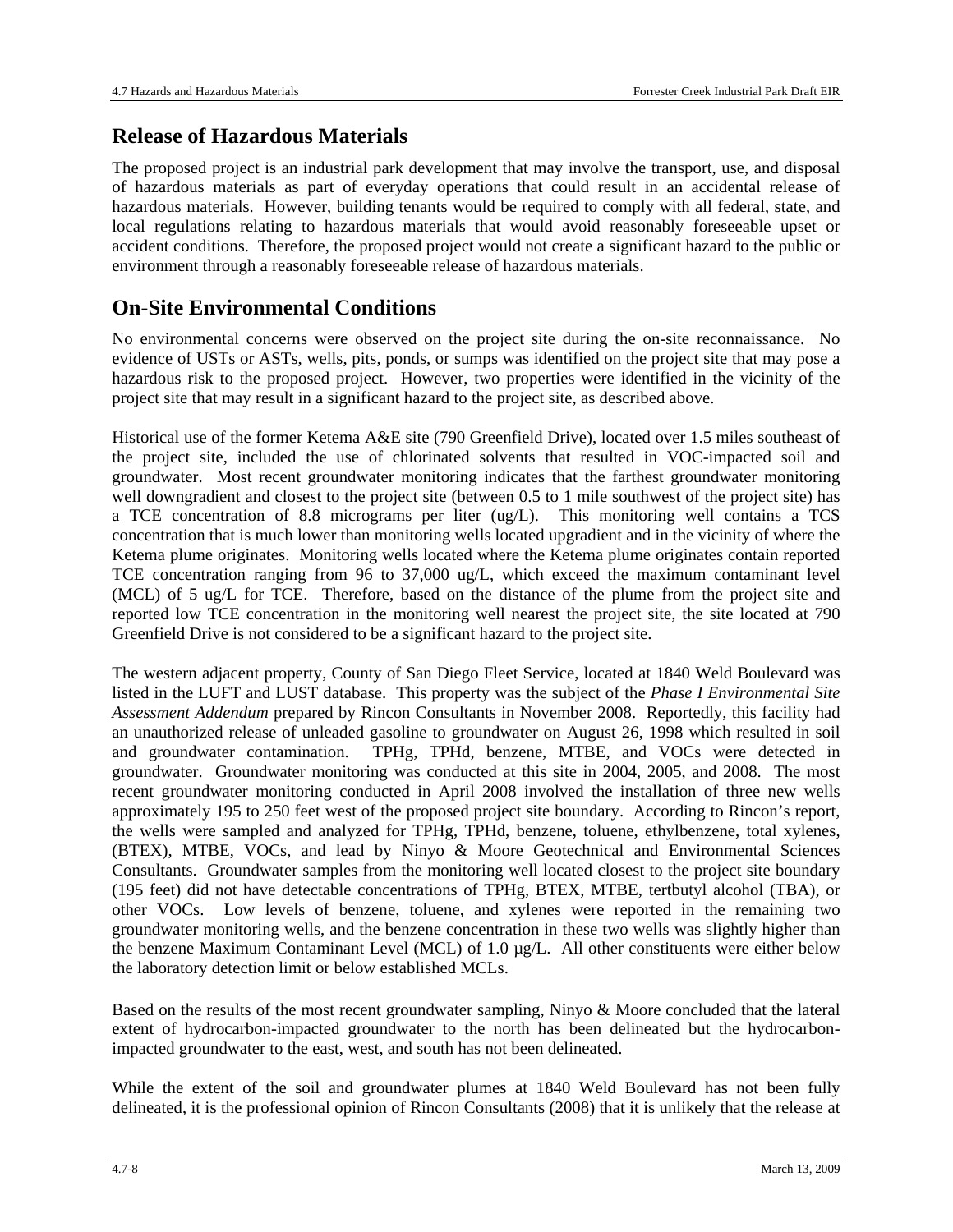## Release of Hazardous Materials

The proposed project is an industrial park development that may involve the transport, use, and disposal of hazardous materials as part of everyday operations that could result in an accidental release of hazardous materials. However, building tenants would be required to comply with all federal, state, and local regulations relating to hazardous materials that would avoid reasonably foreseeable upset or accident conditions. Therefore, the proposed project would not create a significant hazard to the public or environment through a reasonably foreseeable release of hazardous materials.

## On-Site Environmental Conditions

No environmental concerns were observed on the project site during the on-site reconnaissance. No evidence of USTs or ASTs, wells, pits, ponds, or sumps was identified on the project site that may pose a hazardous risk to the proposed project. However, two properties were identified in the vicinity of the project site that may result in a significant hazard to the project site, as described above.

Historical use of the former Ketema A&E site (790 Greenfield Drive), located over 1.5 miles southeast of the project site, included the use of chlorinated solvents that resulted in VOC-impacted soil and groundwater. Most recent groundwater monitoring indicates that the farthest groundwater monitoring well downgradient and closest to the project site (between 0.5 to 1 mile southwest of the project site) has a TCE concentration of 8.8 micrograms per liter (ug/L). This monitoring well contains a TCS concentration that is much lower than monitoring wells located upgradient and in the vicinity of where the Ketema plume originates. Monitoring wells located where the Ketema plume originates contain reported TCE concentration ranging from 96 to 37,000 ug/L, which exceed the maximum contaminant level (MCL) of 5 ug/L for TCE. Therefore, based on the distance of the plume from the project site and reported low TCE concentration in the monitoring well nearest the project site, the site located at 790 Greenfield Drive is not considered to be a significant hazard to the project site.

The western adjacent property, County of San Diego Fleet Service, located at 1840 Weld Boulevard was listed in the LUFT and LUST database. This property was the subject of the *Phase I Environmental Site Assessment Addendum* prepared by Rincon Consultants in November 2008. Reportedly, this facility had an unauthorized release of unleaded gasoline to groundwater on August 26, 1998 which resulted in soil and groundwater contamination. TPHg, TPHd, benzene, MTBE, and VOCs were detected in groundwater. Groundwater monitoring was conducted at this site in 2004, 2005, and 2008. The most recent groundwater monitoring conducted in April 2008 involved the installation of three new wells approximately 195 to 250 feet west of the proposed project site boundary. According to Rincon's report, the wells were sampled and analyzed for TPHg, TPHd, benzene, toluene, ethylbenzene, total xylenes, (BTEX), MTBE, VOCs, and lead by Ninyo & Moore Geotechnical and Environmental Sciences Consultants. Groundwater samples from the monitoring well located closest to the project site boundary (195 feet) did not have detectable concentrations of TPHg, BTEX, MTBE, tertbutyl alcohol (TBA), or other VOCs. Low levels of benzene, toluene, and xylenes were reported in the remaining two groundwater monitoring wells, and the benzene concentration in these two wells was slightly higher than the benzene Maximum Contaminant Level (MCL) of 1.0 µg/L. All other constituents were either below the laboratory detection limit or below established MCLs.

Based on the results of the most recent groundwater sampling, Ninyo & Moore concluded that the lateral extent of hydrocarbon-impacted groundwater to the north has been delineated but the hydrocarbon-impacted groundwater to the east, west, and south has not been delineated.

While the extent of the soil and groundwater plumes at 1840 Weld Boulevard has not been fully delineated, it is the professional opinion of Rincon Consultants (2008) that it is unlikely that the release at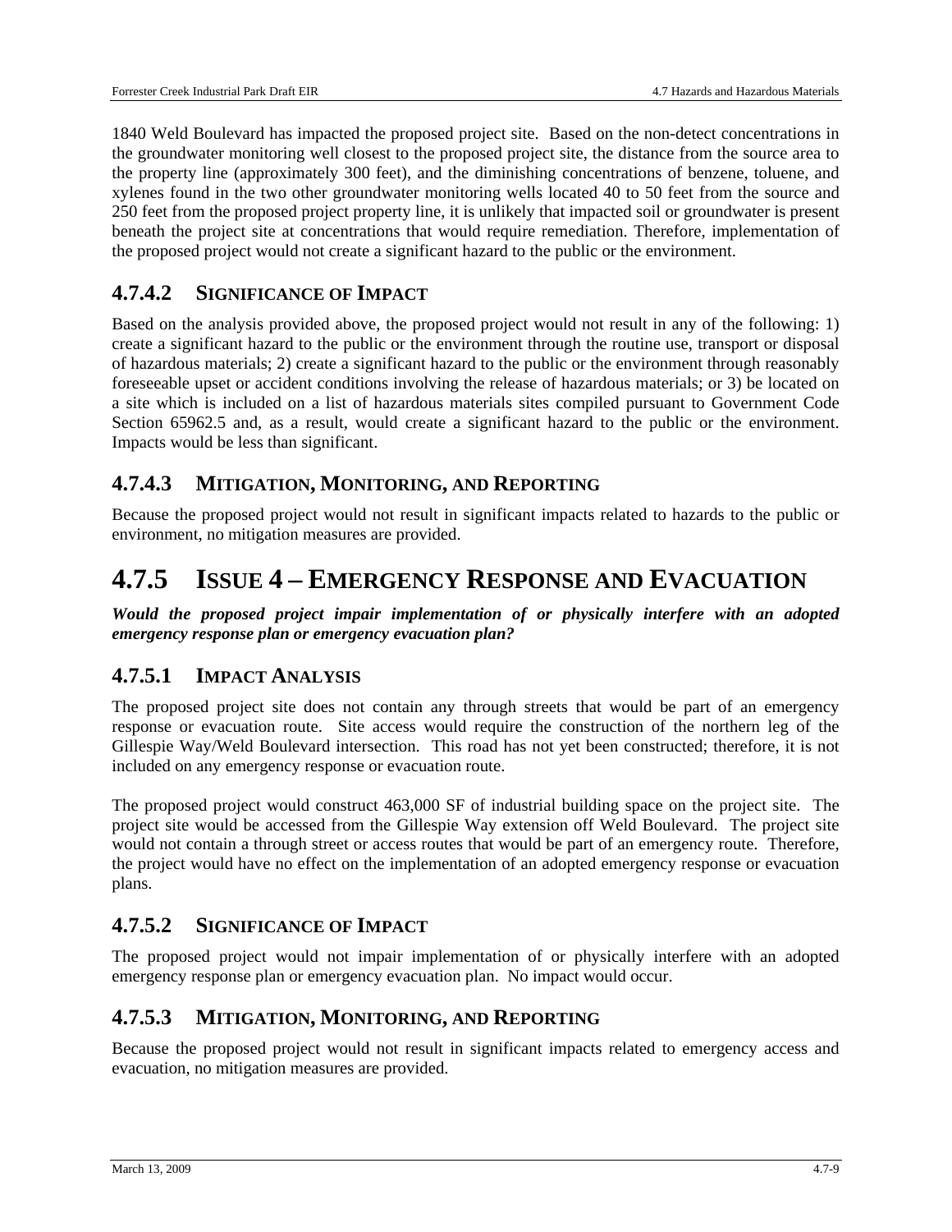1840 Weld Boulevard has impacted the proposed project site. Based on the non-detect concentrations in the groundwater monitoring well closest to the proposed project site, the distance from the source area to the property line (approximately 300 feet), and the diminishing concentrations of benzene, toluene, and xylenes found in the two other groundwater monitoring wells located 40 to 50 feet from the source and 250 feet from the proposed project property line, it is unlikely that impacted soil or groundwater is present beneath the project site at concentrations that would require remediation. Therefore, implementation of the proposed project would not create a significant hazard to the public or the environment.

### 4.7.4.2 SIGNIFICANCE OF IMPACT

Based on the analysis provided above, the proposed project would not result in any of the following: 1) create a significant hazard to the public or the environment through the routine use, transport or disposal of hazardous materials; 2) create a significant hazard to the public or the environment through reasonably foreseeable upset or accident conditions involving the release of hazardous materials; or 3) be located on a site which is included on a list of hazardous materials sites compiled pursuant to Government Code Section 65962.5 and, as a result, would create a significant hazard to the public or the environment. Impacts would be less than significant.

### 4.7.4.3 MITIGATION, MONITORING, AND REPORTING

Because the proposed project would not result in significant impacts related to hazards to the public or environment, no mitigation measures are provided.

## 4.7.5 ISSUE 4 – EMERGENCY RESPONSE AND EVACUATION

***Would the proposed project impair implementation of or physically interfere with an adopted emergency response plan or emergency evacuation plan?***

### 4.7.5.1 IMPACT ANALYSIS

The proposed project site does not contain any through streets that would be part of an emergency response or evacuation route. Site access would require the construction of the northern leg of the Gillespie Way/Weld Boulevard intersection. This road has not yet been constructed; therefore, it is not included on any emergency response or evacuation route.

The proposed project would construct 463,000 SF of industrial building space on the project site. The project site would be accessed from the Gillespie Way extension off Weld Boulevard. The project site would not contain a through street or access routes that would be part of an emergency route. Therefore, the project would have no effect on the implementation of an adopted emergency response or evacuation plans.

### 4.7.5.2 SIGNIFICANCE OF IMPACT

The proposed project would not impair implementation of or physically interfere with an adopted emergency response plan or emergency evacuation plan. No impact would occur.

### 4.7.5.3 MITIGATION, MONITORING, AND REPORTING

Because the proposed project would not result in significant impacts related to emergency access and evacuation, no mitigation measures are provided.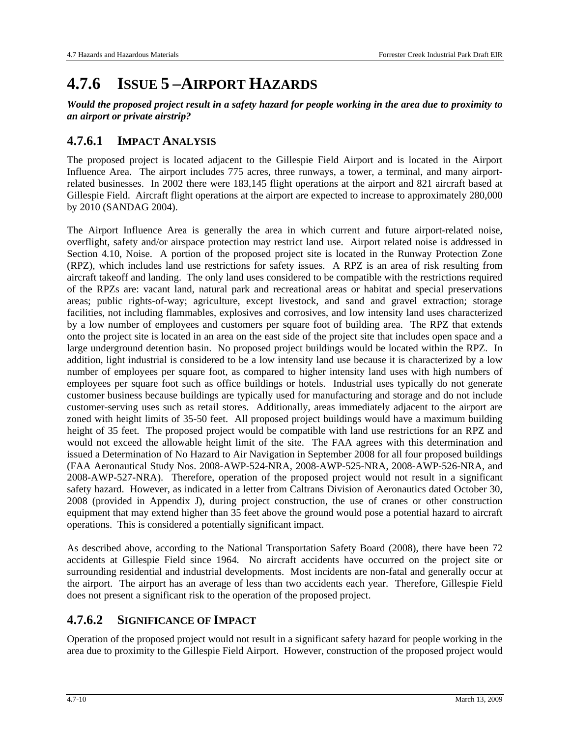# 4.7.6 ISSUE 5 – AIRPORT HAZARDS

***Would the proposed project result in a safety hazard for people working in the area due to proximity to an airport or private airstrip?***

## 4.7.6.1 IMPACT ANALYSIS

The proposed project is located adjacent to the Gillespie Field Airport and is located in the Airport Influence Area. The airport includes 775 acres, three runways, a tower, a terminal, and many airport-related businesses. In 2002 there were 183,145 flight operations at the airport and 821 aircraft based at Gillespie Field. Aircraft flight operations at the airport are expected to increase to approximately 280,000 by 2010 (SANDAG 2004).

The Airport Influence Area is generally the area in which current and future airport-related noise, overflight, safety and/or airspace protection may restrict land use. Airport related noise is addressed in Section 4.10, Noise. A portion of the proposed project site is located in the Runway Protection Zone (RPZ), which includes land use restrictions for safety issues. A RPZ is an area of risk resulting from aircraft takeoff and landing. The only land uses considered to be compatible with the restrictions required of the RPZs are: vacant land, natural park and recreational areas or habitat and special preservations areas; public rights-of-way; agriculture, except livestock, and sand and gravel extraction; storage facilities, not including flammables, explosives and corrosives, and low intensity land uses characterized by a low number of employees and customers per square foot of building area. The RPZ that extends onto the project site is located in an area on the east side of the project site that includes open space and a large underground detention basin. No proposed project buildings would be located within the RPZ. In addition, light industrial is considered to be a low intensity land use because it is characterized by a low number of employees per square foot, as compared to higher intensity land uses with high numbers of employees per square foot such as office buildings or hotels. Industrial uses typically do not generate customer business because buildings are typically used for manufacturing and storage and do not include customer-serving uses such as retail stores. Additionally, areas immediately adjacent to the airport are zoned with height limits of 35-50 feet. All proposed project buildings would have a maximum building height of 35 feet. The proposed project would be compatible with land use restrictions for an RPZ and would not exceed the allowable height limit of the site. The FAA agrees with this determination and issued a Determination of No Hazard to Air Navigation in September 2008 for all four proposed buildings (FAA Aeronautical Study Nos. 2008-AWP-524-NRA, 2008-AWP-525-NRA, 2008-AWP-526-NRA, and 2008-AWP-527-NRA). Therefore, operation of the proposed project would not result in a significant safety hazard. However, as indicated in a letter from Caltrans Division of Aeronautics dated October 30, 2008 (provided in Appendix J), during project construction, the use of cranes or other construction equipment that may extend higher than 35 feet above the ground would pose a potential hazard to aircraft operations. This is considered a potentially significant impact.

As described above, according to the National Transportation Safety Board (2008), there have been 72 accidents at Gillespie Field since 1964. No aircraft accidents have occurred on the project site or surrounding residential and industrial developments. Most incidents are non-fatal and generally occur at the airport. The airport has an average of less than two accidents each year. Therefore, Gillespie Field does not present a significant risk to the operation of the proposed project.

## 4.7.6.2 SIGNIFICANCE OF IMPACT

Operation of the proposed project would not result in a significant safety hazard for people working in the area due to proximity to the Gillespie Field Airport. However, construction of the proposed project would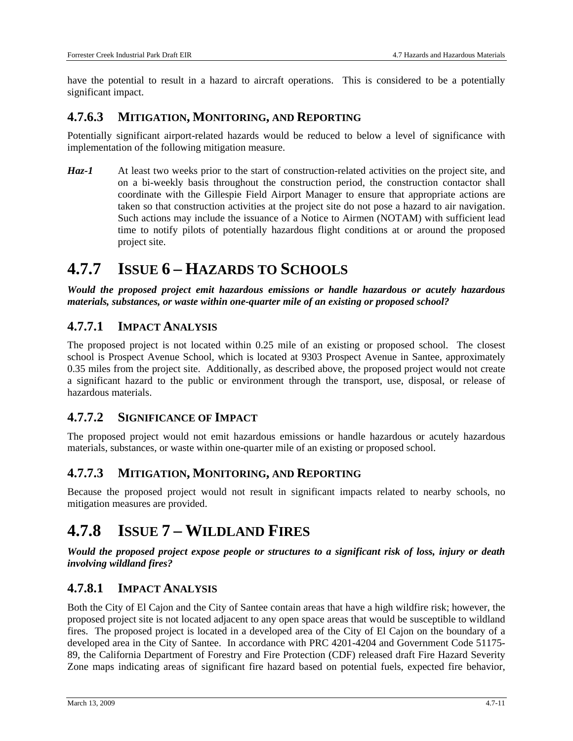have the potential to result in a hazard to aircraft operations. This is considered to be a potentially significant impact.

### 4.7.6.3 MITIGATION, MONITORING, AND REPORTING

Potentially significant airport-related hazards would be reduced to below a level of significance with implementation of the following mitigation measure.

***Haz-1*** At least two weeks prior to the start of construction-related activities on the project site, and on a bi-weekly basis throughout the construction period, the construction contactor shall coordinate with the Gillespie Field Airport Manager to ensure that appropriate actions are taken so that construction activities at the project site do not pose a hazard to air navigation. Such actions may include the issuance of a Notice to Airmen (NOTAM) with sufficient lead time to notify pilots of potentially hazardous flight conditions at or around the proposed project site.

## 4.7.7 ISSUE 6 – HAZARDS TO SCHOOLS

***Would the proposed project emit hazardous emissions or handle hazardous or acutely hazardous materials, substances, or waste within one-quarter mile of an existing or proposed school?***

### 4.7.7.1 IMPACT ANALYSIS

The proposed project is not located within 0.25 mile of an existing or proposed school. The closest school is Prospect Avenue School, which is located at 9303 Prospect Avenue in Santee, approximately 0.35 miles from the project site. Additionally, as described above, the proposed project would not create a significant hazard to the public or environment through the transport, use, disposal, or release of hazardous materials.

### 4.7.7.2 SIGNIFICANCE OF IMPACT

The proposed project would not emit hazardous emissions or handle hazardous or acutely hazardous materials, substances, or waste within one-quarter mile of an existing or proposed school.

### 4.7.7.3 MITIGATION, MONITORING, AND REPORTING

Because the proposed project would not result in significant impacts related to nearby schools, no mitigation measures are provided.

## 4.7.8 ISSUE 7 – WILDLAND FIRES

***Would the proposed project expose people or structures to a significant risk of loss, injury or death involving wildland fires?***

### 4.7.8.1 IMPACT ANALYSIS

Both the City of El Cajon and the City of Santee contain areas that have a high wildfire risk; however, the proposed project site is not located adjacent to any open space areas that would be susceptible to wildland fires. The proposed project is located in a developed area of the City of El Cajon on the boundary of a developed area in the City of Santee. In accordance with PRC 4201-4204 and Government Code 51175-89, the California Department of Forestry and Fire Protection (CDF) released draft Fire Hazard Severity Zone maps indicating areas of significant fire hazard based on potential fuels, expected fire behavior,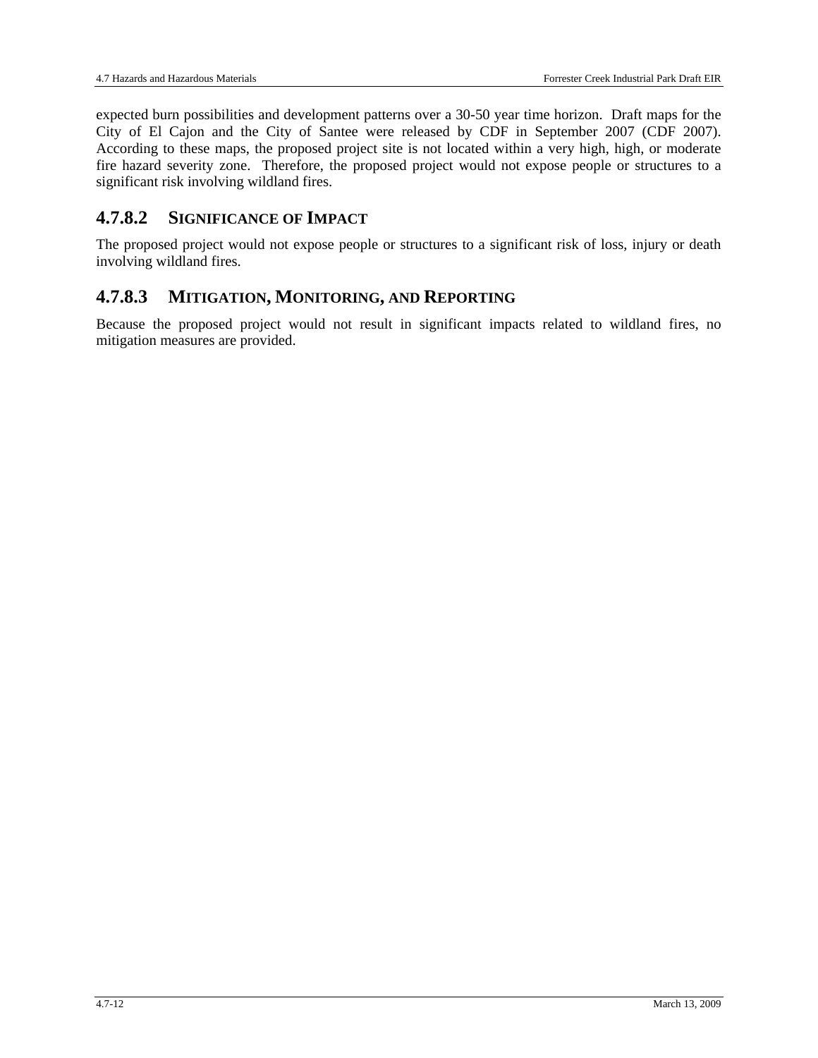expected burn possibilities and development patterns over a 30-50 year time horizon. Draft maps for the City of El Cajon and the City of Santee were released by CDF in September 2007 (CDF 2007). According to these maps, the proposed project site is not located within a very high, high, or moderate fire hazard severity zone. Therefore, the proposed project would not expose people or structures to a significant risk involving wildland fires.

### 4.7.8.2 SIGNIFICANCE OF IMPACT

The proposed project would not expose people or structures to a significant risk of loss, injury or death involving wildland fires.

### 4.7.8.3 MITIGATION, MONITORING, AND REPORTING

Because the proposed project would not result in significant impacts related to wildland fires, no mitigation measures are provided.